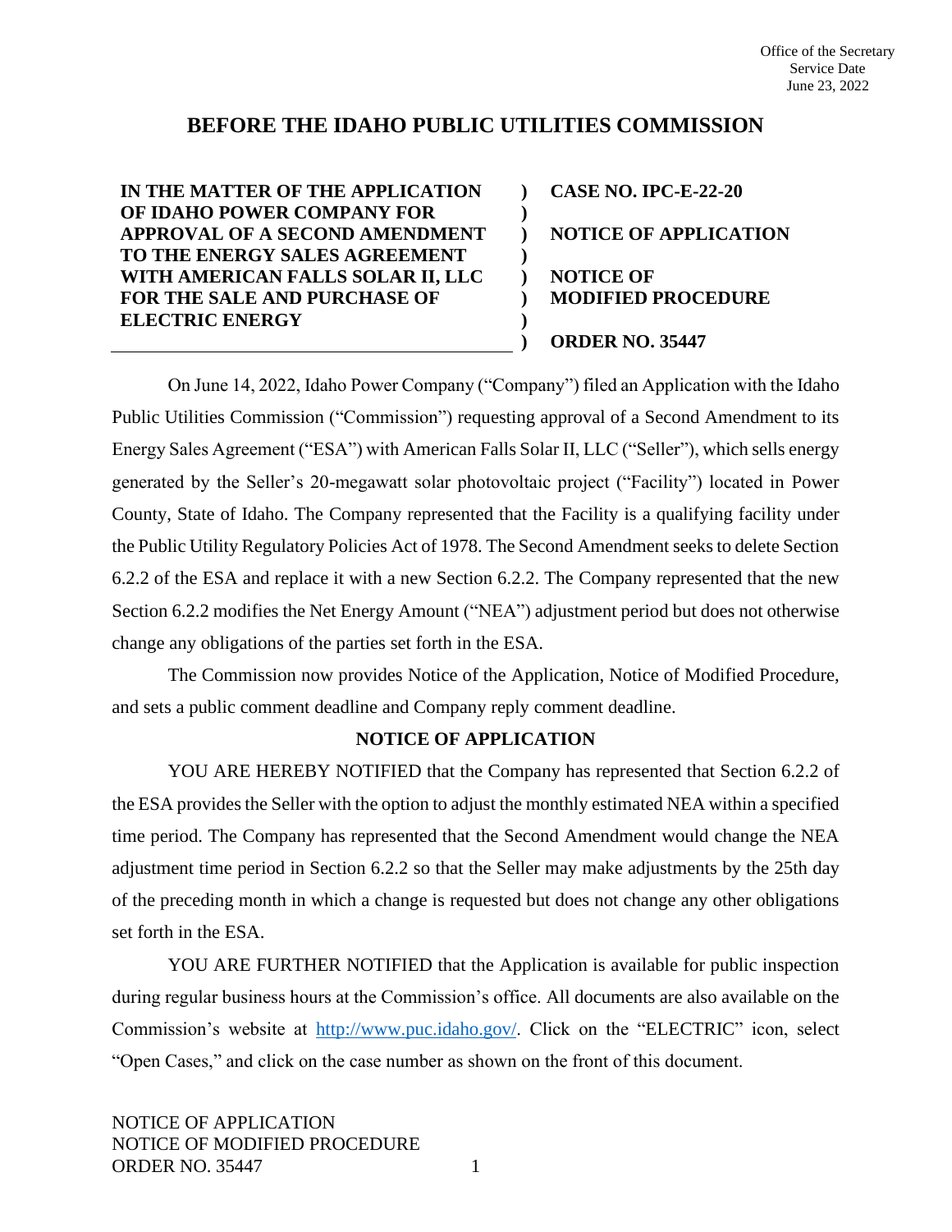Office of the Secretary
Service Date
June 23, 2022

# BEFORE THE IDAHO PUBLIC UTILITIES COMMISSION

| | | |
|---|---|---|
| **IN THE MATTER OF THE APPLICATION OF IDAHO POWER COMPANY FOR APPROVAL OF A SECOND AMENDMENT TO THE ENERGY SALES AGREEMENT WITH AMERICAN FALLS SOLAR II, LLC FOR THE SALE AND PURCHASE OF ELECTRIC ENERGY** | ) | **CASE NO. IPC-E-22-20**<br><br>**NOTICE OF APPLICATION**<br><br>**NOTICE OF MODIFIED PROCEDURE**<br><br>**ORDER NO. 35447** |

On June 14, 2022, Idaho Power Company ("Company") filed an Application with the Idaho Public Utilities Commission ("Commission") requesting approval of a Second Amendment to its Energy Sales Agreement ("ESA") with American Falls Solar II, LLC ("Seller"), which sells energy generated by the Seller's 20-megawatt solar photovoltaic project ("Facility") located in Power County, State of Idaho. The Company represented that the Facility is a qualifying facility under the Public Utility Regulatory Policies Act of 1978. The Second Amendment seeks to delete Section 6.2.2 of the ESA and replace it with a new Section 6.2.2. The Company represented that the new Section 6.2.2 modifies the Net Energy Amount ("NEA") adjustment period but does not otherwise change any obligations of the parties set forth in the ESA.

The Commission now provides Notice of the Application, Notice of Modified Procedure, and sets a public comment deadline and Company reply comment deadline.

## NOTICE OF APPLICATION

YOU ARE HEREBY NOTIFIED that the Company has represented that Section 6.2.2 of the ESA provides the Seller with the option to adjust the monthly estimated NEA within a specified time period. The Company has represented that the Second Amendment would change the NEA adjustment time period in Section 6.2.2 so that the Seller may make adjustments by the 25th day of the preceding month in which a change is requested but does not change any other obligations set forth in the ESA.

YOU ARE FURTHER NOTIFIED that the Application is available for public inspection during regular business hours at the Commission's office. All documents are also available on the Commission's website at http://www.puc.idaho.gov/. Click on the "ELECTRIC" icon, select "Open Cases," and click on the case number as shown on the front of this document.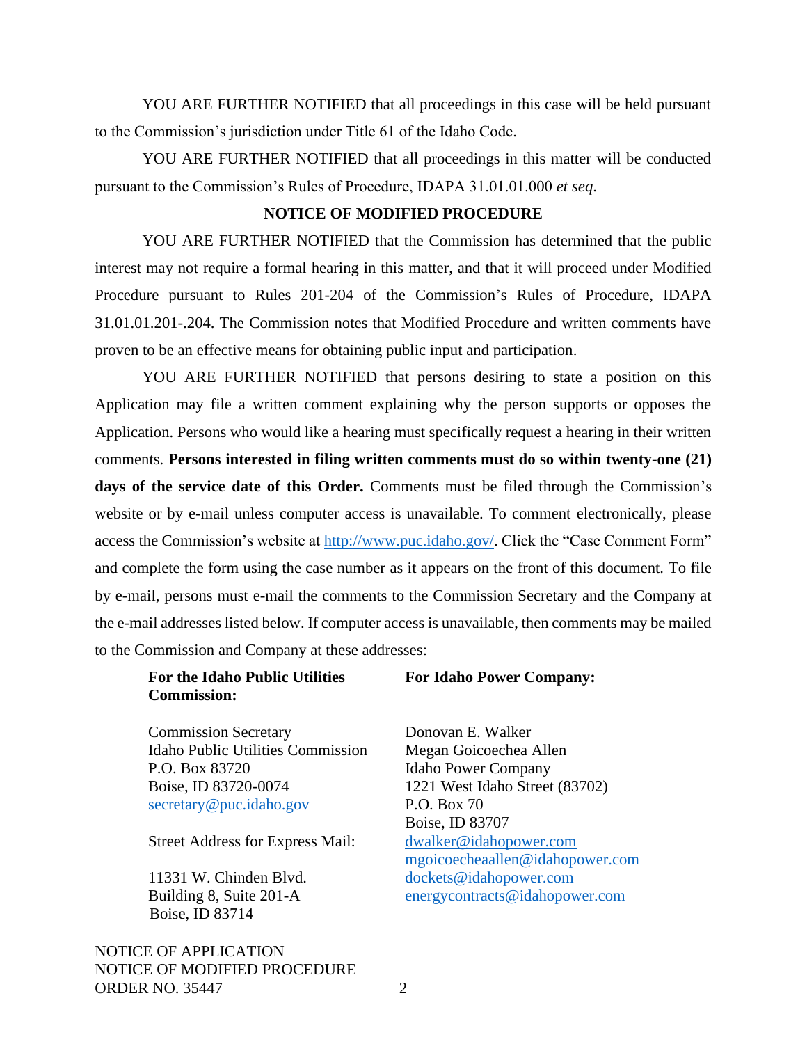YOU ARE FURTHER NOTIFIED that all proceedings in this case will be held pursuant to the Commission's jurisdiction under Title 61 of the Idaho Code.

YOU ARE FURTHER NOTIFIED that all proceedings in this matter will be conducted pursuant to the Commission's Rules of Procedure, IDAPA 31.01.01.000 *et seq*.

**NOTICE OF MODIFIED PROCEDURE**

YOU ARE FURTHER NOTIFIED that the Commission has determined that the public interest may not require a formal hearing in this matter, and that it will proceed under Modified Procedure pursuant to Rules 201-204 of the Commission's Rules of Procedure, IDAPA 31.01.01.201-.204. The Commission notes that Modified Procedure and written comments have proven to be an effective means for obtaining public input and participation.

YOU ARE FURTHER NOTIFIED that persons desiring to state a position on this Application may file a written comment explaining why the person supports or opposes the Application. Persons who would like a hearing must specifically request a hearing in their written comments. **Persons interested in filing written comments must do so within twenty-one (21) days of the service date of this Order.** Comments must be filed through the Commission's website or by e-mail unless computer access is unavailable. To comment electronically, please access the Commission's website at http://www.puc.idaho.gov/. Click the "Case Comment Form" and complete the form using the case number as it appears on the front of this document. To file by e-mail, persons must e-mail the comments to the Commission Secretary and the Company at the e-mail addresses listed below. If computer access is unavailable, then comments may be mailed to the Commission and Company at these addresses:

**For the Idaho Public Utilities Commission:**

Commission Secretary
Idaho Public Utilities Commission
P.O. Box 83720
Boise, ID 83720-0074
secretary@puc.idaho.gov

Street Address for Express Mail:

11331 W. Chinden Blvd.
Building 8, Suite 201-A
Boise, ID 83714

**For Idaho Power Company:**

Donovan E. Walker
Megan Goicoechea Allen
Idaho Power Company
1221 West Idaho Street (83702)
P.O. Box 70
Boise, ID 83707
dwalker@idahopower.com
mgoicoecheaallen@idahopower.com
dockets@idahopower.com
energycontracts@idahopower.com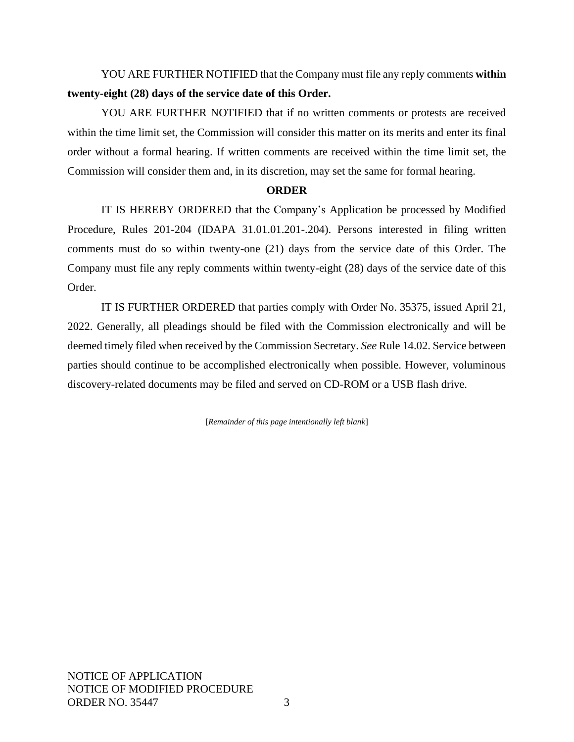YOU ARE FURTHER NOTIFIED that the Company must file any reply comments **within twenty-eight (28) days of the service date of this Order.**

YOU ARE FURTHER NOTIFIED that if no written comments or protests are received within the time limit set, the Commission will consider this matter on its merits and enter its final order without a formal hearing. If written comments are received within the time limit set, the Commission will consider them and, in its discretion, may set the same for formal hearing.

**ORDER**

IT IS HEREBY ORDERED that the Company's Application be processed by Modified Procedure, Rules 201-204 (IDAPA 31.01.01.201-.204). Persons interested in filing written comments must do so within twenty-one (21) days from the service date of this Order. The Company must file any reply comments within twenty-eight (28) days of the service date of this Order.

IT IS FURTHER ORDERED that parties comply with Order No. 35375, issued April 21, 2022. Generally, all pleadings should be filed with the Commission electronically and will be deemed timely filed when received by the Commission Secretary. *See* Rule 14.02. Service between parties should continue to be accomplished electronically when possible. However, voluminous discovery-related documents may be filed and served on CD-ROM or a USB flash drive.

[*Remainder of this page intentionally left blank*]

NOTICE OF APPLICATION
NOTICE OF MODIFIED PROCEDURE
ORDER NO. 35447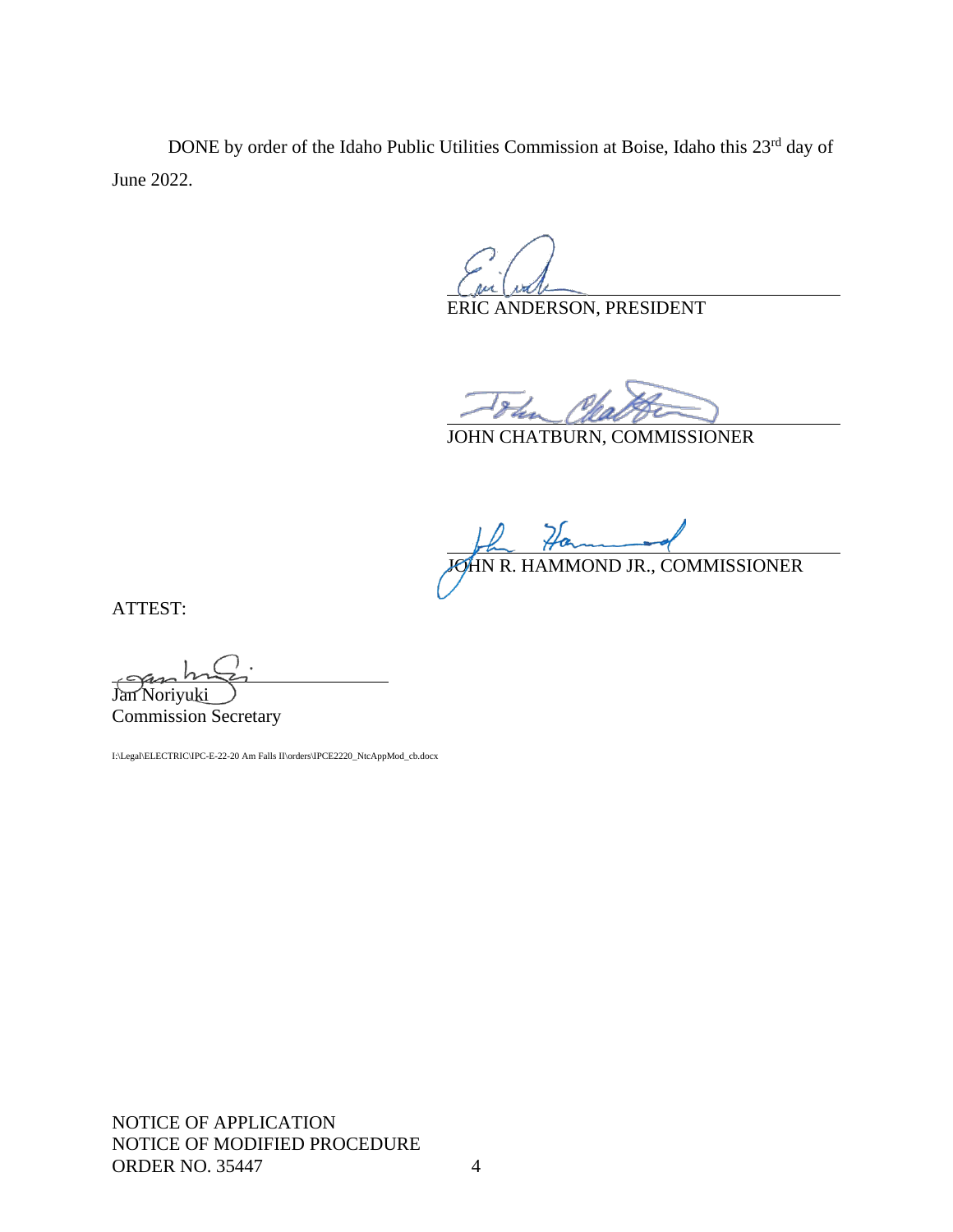DONE by order of the Idaho Public Utilities Commission at Boise, Idaho this 23rd day of June 2022.

ERIC ANDERSON, PRESIDENT

JOHN CHATBURN, COMMISSIONER

JOHN R. HAMMOND JR., COMMISSIONER

ATTEST:

Jan Noriyuki
Commission Secretary

I:\Legal\ELECTRIC\IPC-E-22-20 Am Falls II\orders\IPCE2220_NtcAppMod_cb.docx

NOTICE OF APPLICATION
NOTICE OF MODIFIED PROCEDURE
ORDER NO. 35447